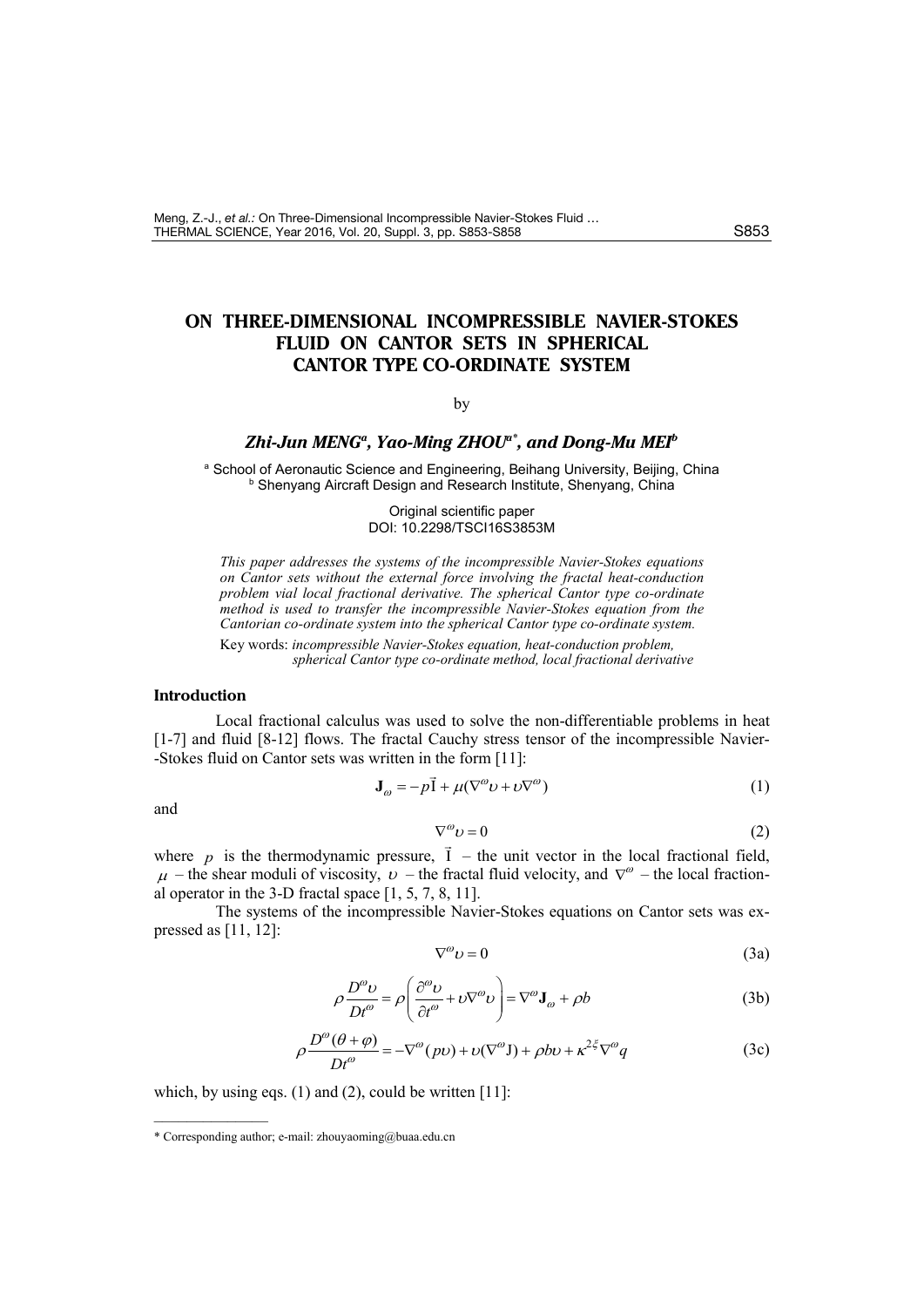# ON THREE-DIMENSIONAL INCOMPRESSIBLE NAVIER-STOKES FLUID ON CANTOR SETS IN SPHERICAL CANTOR TYPE CO-ORDINATE SYSTEM

by

***Zhi-Jun MENG*[a], *Yao-Ming ZHOU*[a*], *and Dong-Mu MEI*[b]**

[a] School of Aeronautic Science and Engineering, Beihang University, Beijing, China
[b] Shenyang Aircraft Design and Research Institute, Shenyang, China

Original scientific paper
DOI: 10.2298/TSCI16S3853M

*This paper addresses the systems of the incompressible Navier-Stokes equations on Cantor sets without the external force involving the fractal heat-conduction problem vial local fractional derivative. The spherical Cantor type co-ordinate method is used to transfer the incompressible Navier-Stokes equation from the Cantorian co-ordinate system into the spherical Cantor type co-ordinate system.*

Key words: *incompressible Navier-Stokes equation, heat-conduction problem, spherical Cantor type co-ordinate method, local fractional derivative*

## Introduction

Local fractional calculus was used to solve the non-differentiable problems in heat [1-7] and fluid [8-12] flows. The fractal Cauchy stress tensor of the incompressible Navier-Stokes fluid on Cantor sets was written in the form [11]:

$$\mathbf{J}_{\omega} = -p\vec{\mathrm{I}} + \mu(\nabla^{\omega}\upsilon + \upsilon\nabla^{\omega}) \tag{1}$$

and

$$\nabla^{\omega}\upsilon = 0 \tag{2}$$

where $p$ is the thermodynamic pressure, $\vec{\mathrm{I}}$ – the unit vector in the local fractional field, $\mu$ – the shear moduli of viscosity, $\upsilon$ – the fractal fluid velocity, and $\nabla^{\omega}$ – the local fractional operator in the 3-D fractal space [1, 5, 7, 8, 11].

The systems of the incompressible Navier-Stokes equations on Cantor sets was expressed as [11, 12]:

$$\nabla^{\omega}\upsilon = 0 \tag{3a}$$

$$\rho\frac{D^{\omega}\upsilon}{Dt^{\omega}} = \rho\left(\frac{\partial^{\omega}\upsilon}{\partial t^{\omega}} + \upsilon\nabla^{\omega}\upsilon\right) = \nabla^{\omega}\mathbf{J}_{\omega} + \rho b \tag{3b}$$

$$\rho\frac{D^{\omega}(\theta+\varphi)}{Dt^{\omega}} = -\nabla^{\omega}(p\upsilon) + \upsilon(\nabla^{\omega}\mathrm{J}) + \rho b\upsilon + \kappa^{2\xi}\nabla^{\omega}q \tag{3c}$$

which, by using eqs. (1) and (2), could be written [11]:

---

\* Corresponding author; e-mail: zhouyaoming@buaa.edu.cn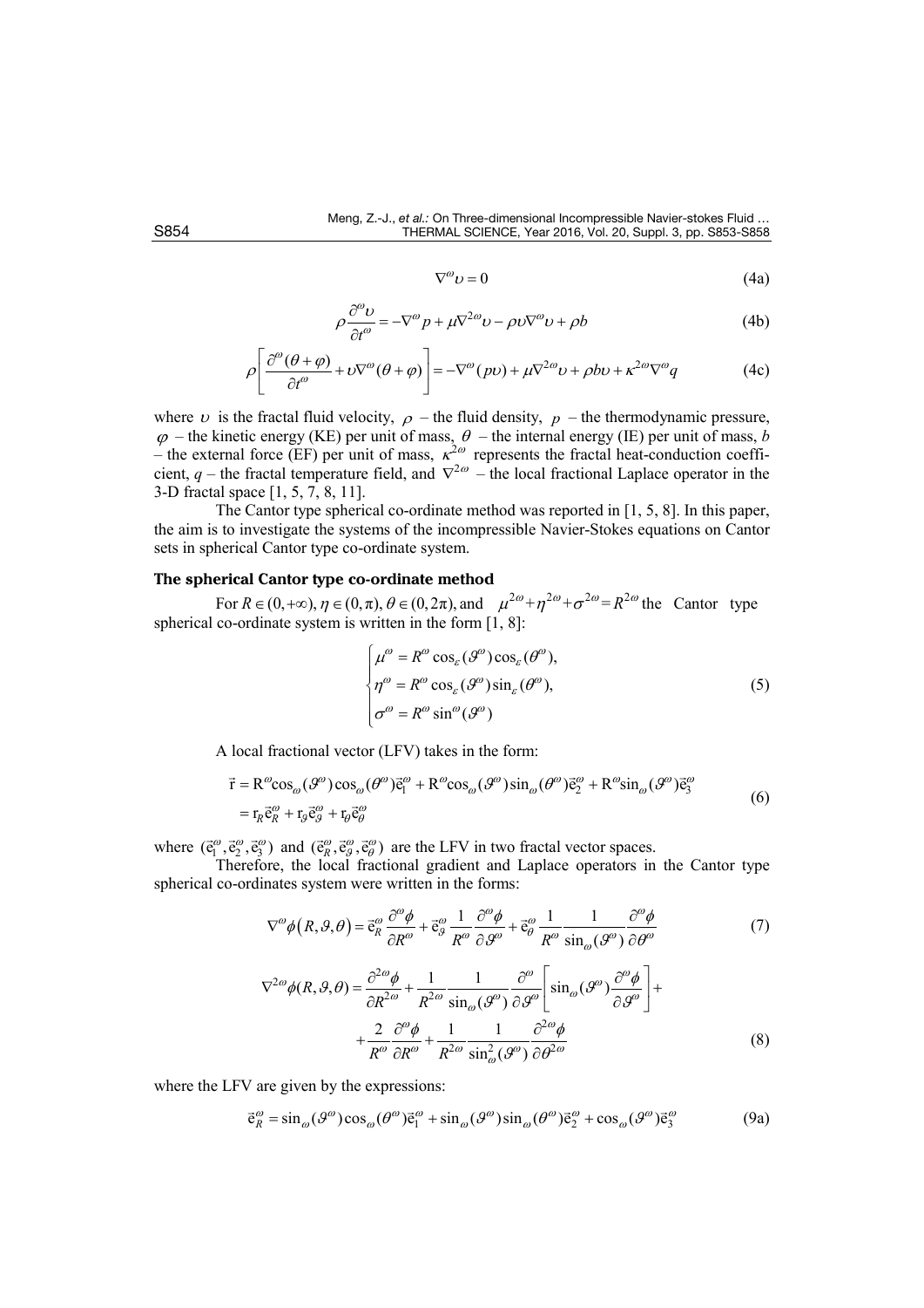$$\nabla^{\omega}\upsilon = 0 \tag{4a}$$

$$\rho\frac{\partial^{\omega}\upsilon}{\partial t^{\omega}} = -\nabla^{\omega}p + \mu\nabla^{2\omega}\upsilon - \rho\upsilon\nabla^{\omega}\upsilon + \rho b \tag{4b}$$

$$\rho\left[\frac{\partial^{\omega}(\theta+\varphi)}{\partial t^{\omega}} + \upsilon\nabla^{\omega}(\theta+\varphi)\right] = -\nabla^{\omega}(p\upsilon) + \mu\nabla^{2\omega}\upsilon + \rho b\upsilon + \kappa^{2\omega}\nabla^{\omega}q \tag{4c}$$

where $\upsilon$ is the fractal fluid velocity, $\rho$ – the fluid density, $p$ – the thermodynamic pressure, $\varphi$ – the kinetic energy (KE) per unit of mass, $\theta$ – the internal energy (IE) per unit of mass, $b$ – the external force (EF) per unit of mass, $\kappa^{2\omega}$ represents the fractal heat-conduction coefficient, $q$ – the fractal temperature field, and $\nabla^{2\omega}$ – the local fractional Laplace operator in the 3-D fractal space [1, 5, 7, 8, 11].

The Cantor type spherical co-ordinate method was reported in [1, 5, 8]. In this paper, the aim is to investigate the systems of the incompressible Navier-Stokes equations on Cantor sets in spherical Cantor type co-ordinate system.

### The spherical Cantor type co-ordinate method

For $R \in (0,+\infty)$, $\eta \in (0,\pi)$, $\theta \in (0,2\pi)$, and $\mu^{2\omega}+\eta^{2\omega}+\sigma^{2\omega}=R^{2\omega}$ the Cantor type spherical co-ordinate system is written in the form [1, 8]:

$$\begin{cases} \mu^{\omega} = R^{\omega}\cos_{\varepsilon}(\vartheta^{\omega})\cos_{\varepsilon}(\theta^{\omega}), \\ \eta^{\omega} = R^{\omega}\cos_{\varepsilon}(\vartheta^{\omega})\sin_{\varepsilon}(\theta^{\omega}), \\ \sigma^{\omega} = R^{\omega}\sin^{\omega}(\vartheta^{\omega}) \end{cases} \tag{5}$$

A local fractional vector (LFV) takes in the form:

$$\begin{aligned} \vec{r} &= R^{\omega}\cos_{\omega}(\vartheta^{\omega})\cos_{\omega}(\theta^{\omega})\vec{e}_1^{\omega} + R^{\omega}\cos_{\omega}(\vartheta^{\omega})\sin_{\omega}(\theta^{\omega})\vec{e}_2^{\omega} + R^{\omega}\sin_{\omega}(\vartheta^{\omega})\vec{e}_3^{\omega} \\ &= r_R\vec{e}_R^{\omega} + r_{\vartheta}\vec{e}_{\vartheta}^{\omega} + r_{\theta}\vec{e}_{\theta}^{\omega} \end{aligned} \tag{6}$$

where $(\vec{e}_1^{\omega}, \vec{e}_2^{\omega}, \vec{e}_3^{\omega})$ and $(\vec{e}_R^{\omega}, \vec{e}_{\vartheta}^{\omega}, \vec{e}_{\theta}^{\omega})$ are the LFV in two fractal vector spaces.

Therefore, the local fractional gradient and Laplace operators in the Cantor type spherical co-ordinates system were written in the forms:

$$\nabla^{\omega}\phi(R,\vartheta,\theta) = \vec{e}_R^{\omega}\frac{\partial^{\omega}\phi}{\partial R^{\omega}} + \vec{e}_{\vartheta}^{\omega}\frac{1}{R^{\omega}}\frac{\partial^{\omega}\phi}{\partial\vartheta^{\omega}} + \vec{e}_{\theta}^{\omega}\frac{1}{R^{\omega}}\frac{1}{\sin_{\omega}(\vartheta^{\omega})}\frac{\partial^{\omega}\phi}{\partial\theta^{\omega}} \tag{7}$$

$$\begin{aligned} \nabla^{2\omega}\phi(R,\vartheta,\theta) &= \frac{\partial^{2\omega}\phi}{\partial R^{2\omega}} + \frac{1}{R^{2\omega}}\frac{1}{\sin_{\omega}(\vartheta^{\omega})}\frac{\partial^{\omega}}{\partial\vartheta^{\omega}}\left[\sin_{\omega}(\vartheta^{\omega})\frac{\partial^{\omega}\phi}{\partial\vartheta^{\omega}}\right] + \\ &+ \frac{2}{R^{\omega}}\frac{\partial^{\omega}\phi}{\partial R^{\omega}} + \frac{1}{R^{2\omega}}\frac{1}{\sin_{\omega}^{2}(\vartheta^{\omega})}\frac{\partial^{2\omega}\phi}{\partial\theta^{2\omega}} \end{aligned} \tag{8}$$

where the LFV are given by the expressions:

$$\vec{e}_R^{\omega} = \sin_{\omega}(\vartheta^{\omega})\cos_{\omega}(\theta^{\omega})\vec{e}_1^{\omega} + \sin_{\omega}(\vartheta^{\omega})\sin_{\omega}(\theta^{\omega})\vec{e}_2^{\omega} + \cos_{\omega}(\vartheta^{\omega})\vec{e}_3^{\omega} \tag{9a}$$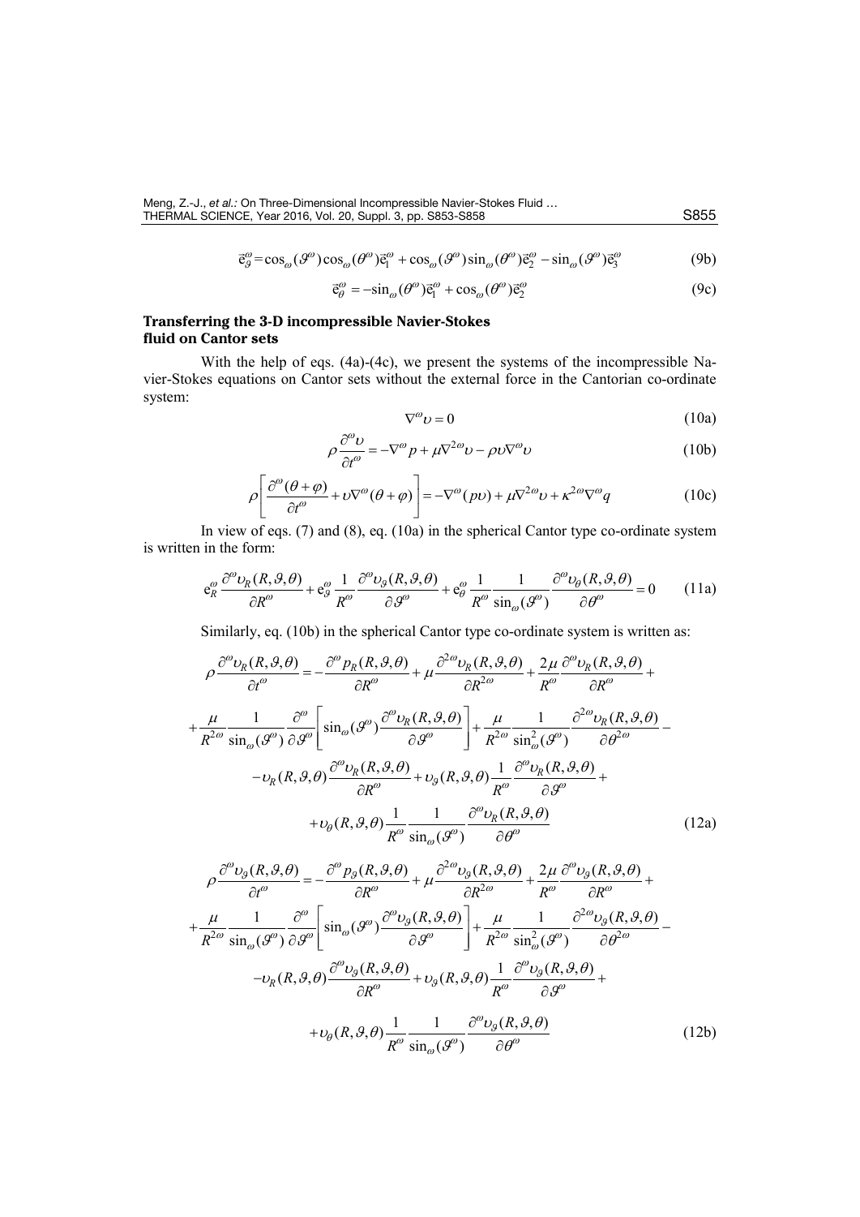$$\vec{e}_{\vartheta}^{\omega} = \cos_{\omega}(\vartheta^{\omega})\cos_{\omega}(\theta^{\omega})\vec{e}_1^{\omega} + \cos_{\omega}(\vartheta^{\omega})\sin_{\omega}(\theta^{\omega})\vec{e}_2^{\omega} - \sin_{\omega}(\vartheta^{\omega})\vec{e}_3^{\omega} \tag{9b}$$

$$\vec{e}_{\theta}^{\omega} = -\sin_{\omega}(\theta^{\omega})\vec{e}_1^{\omega} + \cos_{\omega}(\theta^{\omega})\vec{e}_2^{\omega} \tag{9c}$$

### Transferring the 3-D incompressible Navier-Stokes fluid on Cantor sets

With the help of eqs. (4a)-(4c), we present the systems of the incompressible Navier-Stokes equations on Cantor sets without the external force in the Cantorian co-ordinate system:

$$\nabla^{\omega}\upsilon = 0 \tag{10a}$$

$$\rho\frac{\partial^{\omega}\upsilon}{\partial t^{\omega}} = -\nabla^{\omega}p + \mu\nabla^{2\omega}\upsilon - \rho\upsilon\nabla^{\omega}\upsilon \tag{10b}$$

$$\rho\left[\frac{\partial^{\omega}(\theta+\varphi)}{\partial t^{\omega}} + \upsilon\nabla^{\omega}(\theta+\varphi)\right] = -\nabla^{\omega}(p\upsilon) + \mu\nabla^{2\omega}\upsilon + \kappa^{2\omega}\nabla^{\omega}q \tag{10c}$$

In view of eqs. (7) and (8), eq. (10a) in the spherical Cantor type co-ordinate system is written in the form:

$$\mathrm{e}_R^{\omega}\frac{\partial^{\omega}\upsilon_R(R,\vartheta,\theta)}{\partial R^{\omega}} + \mathrm{e}_{\vartheta}^{\omega}\frac{1}{R^{\omega}}\frac{\partial^{\omega}\upsilon_{\vartheta}(R,\vartheta,\theta)}{\partial\vartheta^{\omega}} + \mathrm{e}_{\theta}^{\omega}\frac{1}{R^{\omega}}\frac{1}{\sin_{\omega}(\vartheta^{\omega})}\frac{\partial^{\omega}\upsilon_{\theta}(R,\vartheta,\theta)}{\partial\theta^{\omega}} = 0 \tag{11a}$$

Similarly, eq. (10b) in the spherical Cantor type co-ordinate system is written as:

$$\begin{aligned}
\rho\frac{\partial^{\omega}\upsilon_R(R,\vartheta,\theta)}{\partial t^{\omega}} &= -\frac{\partial^{\omega}p_R(R,\vartheta,\theta)}{\partial R^{\omega}} + \mu\frac{\partial^{2\omega}\upsilon_R(R,\vartheta,\theta)}{\partial R^{2\omega}} + \frac{2\mu}{R^{\omega}}\frac{\partial^{\omega}\upsilon_R(R,\vartheta,\theta)}{\partial R^{\omega}} + \\
&+ \frac{\mu}{R^{2\omega}}\frac{1}{\sin_{\omega}(\vartheta^{\omega})}\frac{\partial^{\omega}}{\partial\vartheta^{\omega}}\left[\sin_{\omega}(\vartheta^{\omega})\frac{\partial^{\omega}\upsilon_R(R,\vartheta,\theta)}{\partial\vartheta^{\omega}}\right] + \frac{\mu}{R^{2\omega}}\frac{1}{\sin_{\omega}^2(\vartheta^{\omega})}\frac{\partial^{2\omega}\upsilon_R(R,\vartheta,\theta)}{\partial\theta^{2\omega}} - \\
&- \upsilon_R(R,\vartheta,\theta)\frac{\partial^{\omega}\upsilon_R(R,\vartheta,\theta)}{\partial R^{\omega}} + \upsilon_{\vartheta}(R,\vartheta,\theta)\frac{1}{R^{\omega}}\frac{\partial^{\omega}\upsilon_R(R,\vartheta,\theta)}{\partial\vartheta^{\omega}} + \\
&+ \upsilon_{\theta}(R,\vartheta,\theta)\frac{1}{R^{\omega}}\frac{1}{\sin_{\omega}(\vartheta^{\omega})}\frac{\partial^{\omega}\upsilon_R(R,\vartheta,\theta)}{\partial\theta^{\omega}}
\end{aligned} \tag{12a}$$

$$\begin{aligned}
\rho\frac{\partial^{\omega}\upsilon_{\vartheta}(R,\vartheta,\theta)}{\partial t^{\omega}} &= -\frac{\partial^{\omega}p_{\vartheta}(R,\vartheta,\theta)}{\partial R^{\omega}} + \mu\frac{\partial^{2\omega}\upsilon_{\vartheta}(R,\vartheta,\theta)}{\partial R^{2\omega}} + \frac{2\mu}{R^{\omega}}\frac{\partial^{\omega}\upsilon_{\vartheta}(R,\vartheta,\theta)}{\partial R^{\omega}} + \\
&+ \frac{\mu}{R^{2\omega}}\frac{1}{\sin_{\omega}(\vartheta^{\omega})}\frac{\partial^{\omega}}{\partial\vartheta^{\omega}}\left[\sin_{\omega}(\vartheta^{\omega})\frac{\partial^{\omega}\upsilon_{\vartheta}(R,\vartheta,\theta)}{\partial\vartheta^{\omega}}\right] + \frac{\mu}{R^{2\omega}}\frac{1}{\sin_{\omega}^2(\vartheta^{\omega})}\frac{\partial^{2\omega}\upsilon_{\vartheta}(R,\vartheta,\theta)}{\partial\theta^{2\omega}} - \\
&- \upsilon_R(R,\vartheta,\theta)\frac{\partial^{\omega}\upsilon_{\vartheta}(R,\vartheta,\theta)}{\partial R^{\omega}} + \upsilon_{\vartheta}(R,\vartheta,\theta)\frac{1}{R^{\omega}}\frac{\partial^{\omega}\upsilon_{\vartheta}(R,\vartheta,\theta)}{\partial\vartheta^{\omega}} + \\
&+ \upsilon_{\theta}(R,\vartheta,\theta)\frac{1}{R^{\omega}}\frac{1}{\sin_{\omega}(\vartheta^{\omega})}\frac{\partial^{\omega}\upsilon_{\vartheta}(R,\vartheta,\theta)}{\partial\theta^{\omega}}
\end{aligned} \tag{12b}$$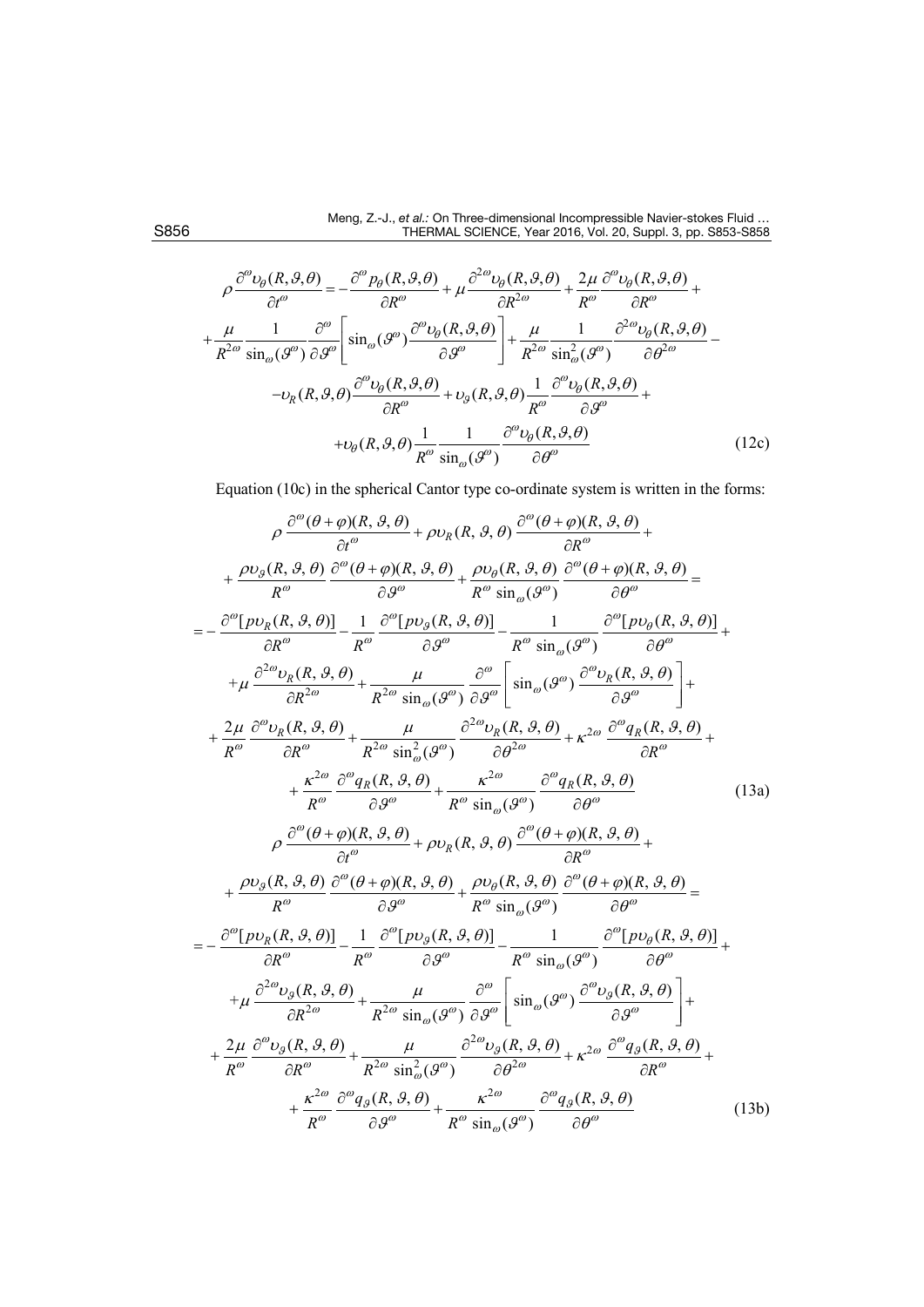$$
\rho \frac{\partial^{\omega} \upsilon_{\theta}(R,\vartheta,\theta)}{\partial t^{\omega}} = -\frac{\partial^{\omega} p_{\theta}(R,\vartheta,\theta)}{\partial R^{\omega}} + \mu \frac{\partial^{2\omega} \upsilon_{\theta}(R,\vartheta,\theta)}{\partial R^{2\omega}} + \frac{2\mu}{R^{\omega}} \frac{\partial^{\omega} \upsilon_{\theta}(R,\vartheta,\theta)}{\partial R^{\omega}} +
$$

$$
+\frac{\mu}{R^{2\omega}} \frac{1}{\sin_{\omega}(\vartheta^{\omega})} \frac{\partial^{\omega}}{\partial \vartheta^{\omega}} \left[ \sin_{\omega}(\vartheta^{\omega}) \frac{\partial^{\omega} \upsilon_{\theta}(R,\vartheta,\theta)}{\partial \vartheta^{\omega}} \right] + \frac{\mu}{R^{2\omega}} \frac{1}{\sin_{\omega}^{2}(\vartheta^{\omega})} \frac{\partial^{2\omega} \upsilon_{\theta}(R,\vartheta,\theta)}{\partial \theta^{2\omega}} -
$$

$$
-\upsilon_{R}(R,\vartheta,\theta) \frac{\partial^{\omega} \upsilon_{\theta}(R,\vartheta,\theta)}{\partial R^{\omega}} + \upsilon_{\vartheta}(R,\vartheta,\theta) \frac{1}{R^{\omega}} \frac{\partial^{\omega} \upsilon_{\theta}(R,\vartheta,\theta)}{\partial \vartheta^{\omega}} +
$$

$$
+\upsilon_{\theta}(R,\vartheta,\theta) \frac{1}{R^{\omega}} \frac{1}{\sin_{\omega}(\vartheta^{\omega})} \frac{\partial^{\omega} \upsilon_{\theta}(R,\vartheta,\theta)}{\partial \theta^{\omega}} \tag{12c}
$$

Equation (10c) in the spherical Cantor type co-ordinate system is written in the forms:

$$
\rho \frac{\partial^{\omega} (\theta+\varphi)(R,\vartheta,\theta)}{\partial t^{\omega}} + \rho \upsilon_{R}(R,\vartheta,\theta) \frac{\partial^{\omega} (\theta+\varphi)(R,\vartheta,\theta)}{\partial R^{\omega}} +
$$

$$
+\frac{\rho \upsilon_{\vartheta}(R,\vartheta,\theta)}{R^{\omega}} \frac{\partial^{\omega} (\theta+\varphi)(R,\vartheta,\theta)}{\partial \vartheta^{\omega}} + \frac{\rho \upsilon_{\theta}(R,\vartheta,\theta)}{R^{\omega} \sin_{\omega}(\vartheta^{\omega})} \frac{\partial^{\omega} (\theta+\varphi)(R,\vartheta,\theta)}{\partial \theta^{\omega}} =
$$

$$
= -\frac{\partial^{\omega} [p \upsilon_{R}(R,\vartheta,\theta)]}{\partial R^{\omega}} - \frac{1}{R^{\omega}} \frac{\partial^{\omega} [p \upsilon_{\vartheta}(R,\vartheta,\theta)]}{\partial \vartheta^{\omega}} - \frac{1}{R^{\omega} \sin_{\omega}(\vartheta^{\omega})} \frac{\partial^{\omega} [p \upsilon_{\theta}(R,\vartheta,\theta)]}{\partial \theta^{\omega}} +
$$

$$
+\mu \frac{\partial^{2\omega} \upsilon_{R}(R,\vartheta,\theta)}{\partial R^{2\omega}} + \frac{\mu}{R^{2\omega} \sin_{\omega}(\vartheta^{\omega})} \frac{\partial^{\omega}}{\partial \vartheta^{\omega}} \left[ \sin_{\omega}(\vartheta^{\omega}) \frac{\partial^{\omega} \upsilon_{R}(R,\vartheta,\theta)}{\partial \vartheta^{\omega}} \right] +
$$

$$
+\frac{2\mu}{R^{\omega}} \frac{\partial^{\omega} \upsilon_{R}(R,\vartheta,\theta)}{\partial R^{\omega}} + \frac{\mu}{R^{2\omega} \sin_{\omega}^{2}(\vartheta^{\omega})} \frac{\partial^{2\omega} \upsilon_{R}(R,\vartheta,\theta)}{\partial \theta^{2\omega}} + \kappa^{2\omega} \frac{\partial^{\omega} q_{R}(R,\vartheta,\theta)}{\partial R^{\omega}} +
$$

$$
+\frac{\kappa^{2\omega}}{R^{\omega}} \frac{\partial^{\omega} q_{R}(R,\vartheta,\theta)}{\partial \vartheta^{\omega}} + \frac{\kappa^{2\omega}}{R^{\omega} \sin_{\omega}(\vartheta^{\omega})} \frac{\partial^{\omega} q_{R}(R,\vartheta,\theta)}{\partial \theta^{\omega}} \tag{13a}
$$

$$
\rho \frac{\partial^{\omega} (\theta+\varphi)(R,\vartheta,\theta)}{\partial t^{\omega}} + \rho \upsilon_{R}(R,\vartheta,\theta) \frac{\partial^{\omega} (\theta+\varphi)(R,\vartheta,\theta)}{\partial R^{\omega}} +
$$

$$
+\frac{\rho \upsilon_{\vartheta}(R,\vartheta,\theta)}{R^{\omega}} \frac{\partial^{\omega} (\theta+\varphi)(R,\vartheta,\theta)}{\partial \vartheta^{\omega}} + \frac{\rho \upsilon_{\theta}(R,\vartheta,\theta)}{R^{\omega} \sin_{\omega}(\vartheta^{\omega})} \frac{\partial^{\omega} (\theta+\varphi)(R,\vartheta,\theta)}{\partial \theta^{\omega}} =
$$

$$
= -\frac{\partial^{\omega} [p \upsilon_{R}(R,\vartheta,\theta)]}{\partial R^{\omega}} - \frac{1}{R^{\omega}} \frac{\partial^{\omega} [p \upsilon_{\vartheta}(R,\vartheta,\theta)]}{\partial \vartheta^{\omega}} - \frac{1}{R^{\omega} \sin_{\omega}(\vartheta^{\omega})} \frac{\partial^{\omega} [p \upsilon_{\theta}(R,\vartheta,\theta)]}{\partial \theta^{\omega}} +
$$

$$
+\mu \frac{\partial^{2\omega} \upsilon_{\vartheta}(R,\vartheta,\theta)}{\partial R^{2\omega}} + \frac{\mu}{R^{2\omega} \sin_{\omega}(\vartheta^{\omega})} \frac{\partial^{\omega}}{\partial \vartheta^{\omega}} \left[ \sin_{\omega}(\vartheta^{\omega}) \frac{\partial^{\omega} \upsilon_{\vartheta}(R,\vartheta,\theta)}{\partial \vartheta^{\omega}} \right] +
$$

$$
+\frac{2\mu}{R^{\omega}} \frac{\partial^{\omega} \upsilon_{\vartheta}(R,\vartheta,\theta)}{\partial R^{\omega}} + \frac{\mu}{R^{2\omega} \sin_{\omega}^{2}(\vartheta^{\omega})} \frac{\partial^{2\omega} \upsilon_{\vartheta}(R,\vartheta,\theta)}{\partial \theta^{2\omega}} + \kappa^{2\omega} \frac{\partial^{\omega} q_{\vartheta}(R,\vartheta,\theta)}{\partial R^{\omega}} +
$$

$$
+\frac{\kappa^{2\omega}}{R^{\omega}} \frac{\partial^{\omega} q_{\vartheta}(R,\vartheta,\theta)}{\partial \vartheta^{\omega}} + \frac{\kappa^{2\omega}}{R^{\omega} \sin_{\omega}(\vartheta^{\omega})} \frac{\partial^{\omega} q_{\vartheta}(R,\vartheta,\theta)}{\partial \theta^{\omega}} \tag{13b}
$$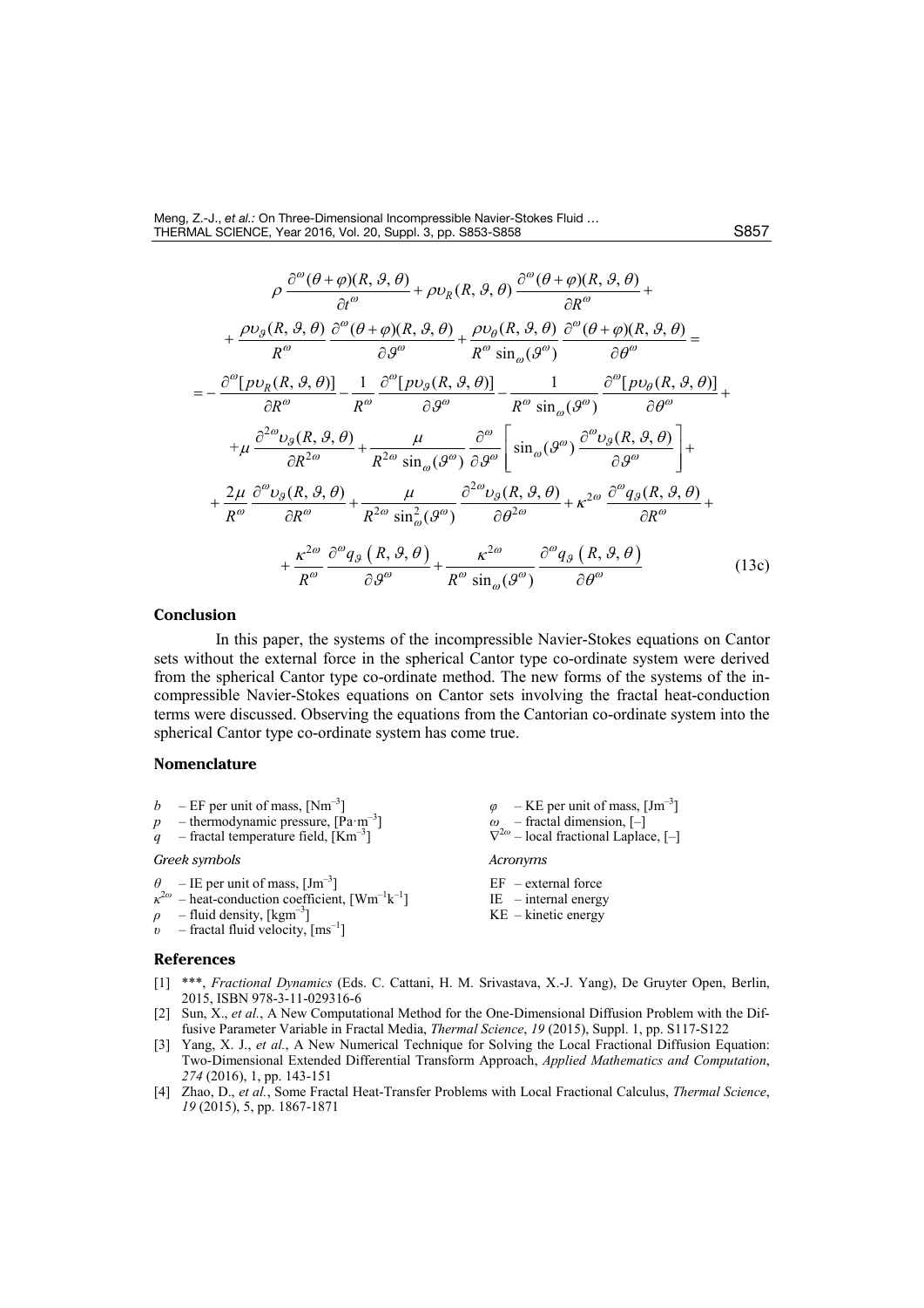$$
\begin{aligned}
&\rho \frac{\partial^{\omega}(\theta+\varphi)(R, \vartheta, \theta)}{\partial t^{\omega}}+\rho \upsilon_{R}(R, \vartheta, \theta) \frac{\partial^{\omega}(\theta+\varphi)(R, \vartheta, \theta)}{\partial R^{\omega}}+ \\
&+\frac{\rho \upsilon_{\vartheta}(R, \vartheta, \theta)}{R^{\omega}} \frac{\partial^{\omega}(\theta+\varphi)(R, \vartheta, \theta)}{\partial \vartheta^{\omega}}+\frac{\rho \upsilon_{\theta}(R, \vartheta, \theta)}{R^{\omega} \sin_{\omega}(\vartheta^{\omega})} \frac{\partial^{\omega}(\theta+\varphi)(R, \vartheta, \theta)}{\partial \theta^{\omega}}= \\
&=-\frac{\partial^{\omega}[p \upsilon_{R}(R, \vartheta, \theta)]}{\partial R^{\omega}}-\frac{1}{R^{\omega}} \frac{\partial^{\omega}[p \upsilon_{\vartheta}(R, \vartheta, \theta)]}{\partial \vartheta^{\omega}}-\frac{1}{R^{\omega} \sin_{\omega}(\vartheta^{\omega})} \frac{\partial^{\omega}[p \upsilon_{\theta}(R, \vartheta, \theta)]}{\partial \theta^{\omega}}+ \\
&+\mu \frac{\partial^{2 \omega} \upsilon_{\vartheta}(R, \vartheta, \theta)}{\partial R^{2 \omega}}+\frac{\mu}{R^{2 \omega} \sin_{\omega}(\vartheta^{\omega})} \frac{\partial^{\omega}}{\partial \vartheta^{\omega}}\left[\sin_{\omega}(\vartheta^{\omega}) \frac{\partial^{\omega} \upsilon_{\vartheta}(R, \vartheta, \theta)}{\partial \vartheta^{\omega}}\right]+ \\
&+\frac{2 \mu}{R^{\omega}} \frac{\partial^{\omega} \upsilon_{\vartheta}(R, \vartheta, \theta)}{\partial R^{\omega}}+\frac{\mu}{R^{2 \omega} \sin_{\omega}^{2}(\vartheta^{\omega})} \frac{\partial^{2 \omega} \upsilon_{\vartheta}(R, \vartheta, \theta)}{\partial \theta^{2 \omega}}+\kappa^{2 \omega} \frac{\partial^{\omega} q_{\vartheta}(R, \vartheta, \theta)}{\partial R^{\omega}}+ \\
&+\frac{\kappa^{2 \omega}}{R^{\omega}} \frac{\partial^{\omega} q_{\vartheta}(R, \vartheta, \theta)}{\partial \vartheta^{\omega}}+\frac{\kappa^{2 \omega}}{R^{\omega} \sin_{\omega}(\vartheta^{\omega})} \frac{\partial^{\omega} q_{\vartheta}(R, \vartheta, \theta)}{\partial \theta^{\omega}} \qquad (13c)
\end{aligned}
$$

## Conclusion

In this paper, the systems of the incompressible Navier-Stokes equations on Cantor sets without the external force in the spherical Cantor type co-ordinate system were derived from the spherical Cantor type co-ordinate method. The new forms of the systems of the incompressible Navier-Stokes equations on Cantor sets involving the fractal heat-conduction terms were discussed. Observing the equations from the Cantorian co-ordinate system into the spherical Cantor type co-ordinate system has come true.

## Nomenclature

- $b$ – EF per unit of mass, [Nm$^{-3}$]
- $p$ – thermodynamic pressure, [Pa·m$^{-3}$]
- $q$ – fractal temperature field, [Km$^{-3}$]

*Greek symbols*

- $\theta$ – IE per unit of mass, [Jm$^{-3}$]
- $\kappa^{2\omega}$ – heat-conduction coefficient, [Wm$^{-1}$k$^{-1}$]
- $\rho$ – fluid density, [kgm$^{-3}$]
- $\upsilon$ – fractal fluid velocity, [ms$^{-1}$]
- $\varphi$ – KE per unit of mass, [Jm$^{-3}$]
- $\omega$ – fractal dimension, [–]
- $\nabla^{2\omega}$ – local fractional Laplace, [–]

*Acronyms*

- EF – external force
- IE – internal energy
- KE – kinetic energy

## References

[1] ***, *Fractional Dynamics* (Eds. C. Cattani, H. M. Srivastava, X.-J. Yang), De Gruyter Open, Berlin, 2015, ISBN 978-3-11-029316-6

[2] Sun, X., *et al.*, A New Computational Method for the One-Dimensional Diffusion Problem with the Diffusive Parameter Variable in Fractal Media, *Thermal Science*, *19* (2015), Suppl. 1, pp. S117-S122

[3] Yang, X. J., *et al.*, A New Numerical Technique for Solving the Local Fractional Diffusion Equation: Two-Dimensional Extended Differential Transform Approach, *Applied Mathematics and Computation*, *274* (2016), 1, pp. 143-151

[4] Zhao, D., *et al.*, Some Fractal Heat-Transfer Problems with Local Fractional Calculus, *Thermal Science*, *19* (2015), 5, pp. 1867-1871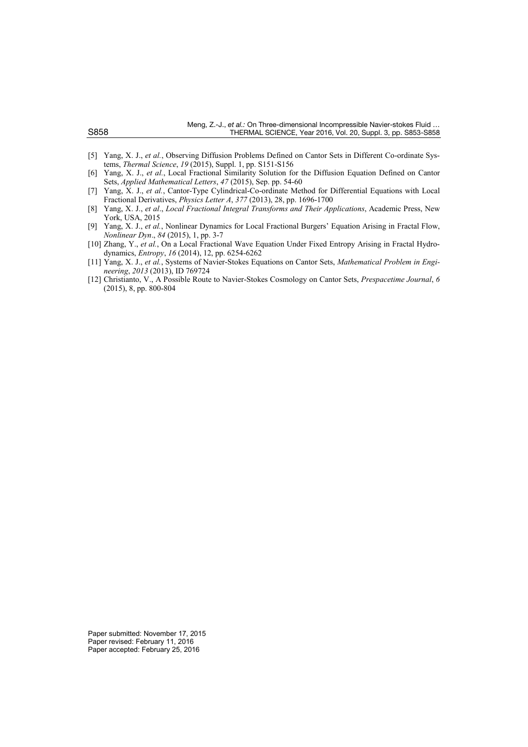[5] Yang, X. J., *et al.*, Observing Diffusion Problems Defined on Cantor Sets in Different Co-ordinate Systems, *Thermal Science*, *19* (2015), Suppl. 1, pp. S151-S156

[6] Yang, X. J., *et al.*, Local Fractional Similarity Solution for the Diffusion Equation Defined on Cantor Sets, *Applied Mathematical Letters*, *47* (2015), Sep. pp. 54-60

[7] Yang, X. J., *et al.*, Cantor-Type Cylindrical-Co-ordinate Method for Differential Equations with Local Fractional Derivatives, *Physics Letter A*, *377* (2013), 28, pp. 1696-1700

[8] Yang, X. J., *et al*., *Local Fractional Integral Transforms and Their Applications*, Academic Press, New York, USA, 2015

[9] Yang, X. J., *et al.*, Nonlinear Dynamics for Local Fractional Burgers' Equation Arising in Fractal Flow, *Nonlinear Dyn*., *84* (2015), 1, pp. 3-7

[10] Zhang, Y., *et al.*, On a Local Fractional Wave Equation Under Fixed Entropy Arising in Fractal Hydrodynamics, *Entropy*, *16* (2014), 12, pp. 6254-6262

[11] Yang, X. J., *et al.*, Systems of Navier-Stokes Equations on Cantor Sets, *Mathematical Problem in Engineering*, *2013* (2013), ID 769724

[12] Christianto, V., A Possible Route to Navier-Stokes Cosmology on Cantor Sets, *Prespacetime Journal*, *6* (2015), 8, pp. 800-804

Paper submitted: November 17, 2015
Paper revised: February 11, 2016
Paper accepted: February 25, 2016